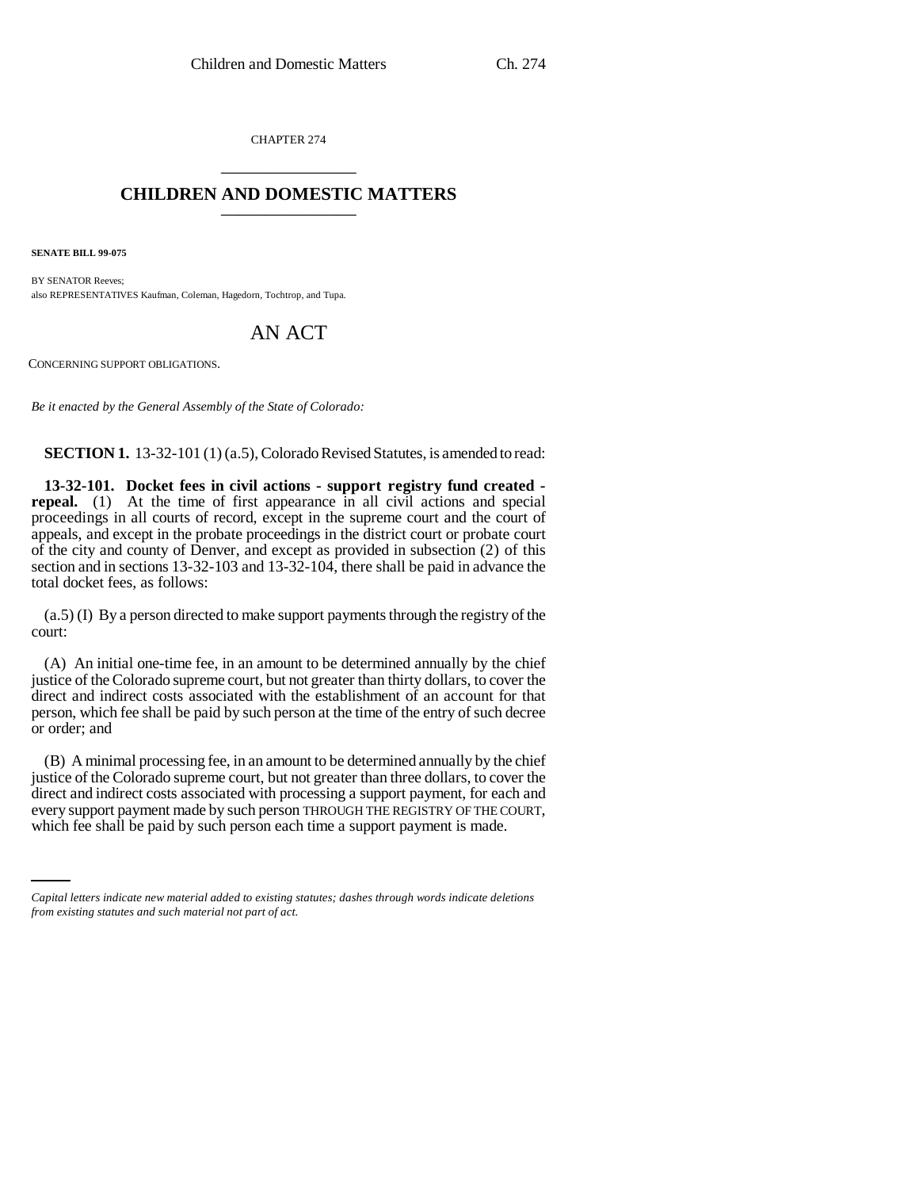CHAPTER 274

# CHILDREN AND DOMESTIC MATTERS

**SENATE BILL 99-075**

BY SENATOR Reeves;
also REPRESENTATIVES Kaufman, Coleman, Hagedorn, Tochtrop, and Tupa.

# AN ACT

CONCERNING SUPPORT OBLIGATIONS.

*Be it enacted by the General Assembly of the State of Colorado:*

**SECTION 1.** 13-32-101 (1) (a.5), Colorado Revised Statutes, is amended to read:

**13-32-101. Docket fees in civil actions - support registry fund created - repeal.** (1) At the time of first appearance in all civil actions and special proceedings in all courts of record, except in the supreme court and the court of appeals, and except in the probate proceedings in the district court or probate court of the city and county of Denver, and except as provided in subsection (2) of this section and in sections 13-32-103 and 13-32-104, there shall be paid in advance the total docket fees, as follows:

(a.5) (I) By a person directed to make support payments through the registry of the court:

(A) An initial one-time fee, in an amount to be determined annually by the chief justice of the Colorado supreme court, but not greater than thirty dollars, to cover the direct and indirect costs associated with the establishment of an account for that person, which fee shall be paid by such person at the time of the entry of such decree or order; and

(B) A minimal processing fee, in an amount to be determined annually by the chief justice of the Colorado supreme court, but not greater than three dollars, to cover the direct and indirect costs associated with processing a support payment, for each and every support payment made by such person THROUGH THE REGISTRY OF THE COURT, which fee shall be paid by such person each time a support payment is made.

*Capital letters indicate new material added to existing statutes; dashes through words indicate deletions from existing statutes and such material not part of act.*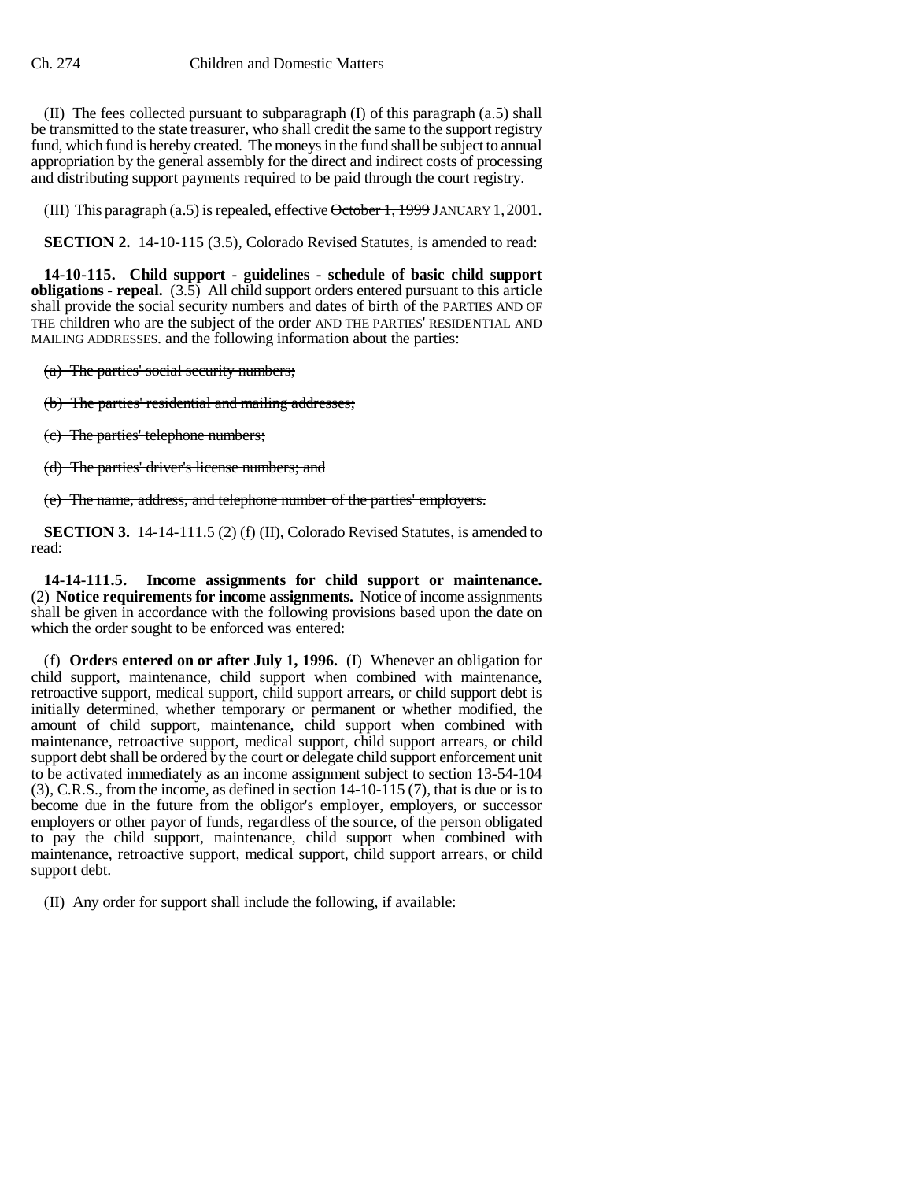(II) The fees collected pursuant to subparagraph (I) of this paragraph (a.5) shall be transmitted to the state treasurer, who shall credit the same to the support registry fund, which fund is hereby created. The moneys in the fund shall be subject to annual appropriation by the general assembly for the direct and indirect costs of processing and distributing support payments required to be paid through the court registry.

(III) This paragraph (a.5) is repealed, effective ~~October 1, 1999~~ JANUARY 1, 2001.

**SECTION 2.** 14-10-115 (3.5), Colorado Revised Statutes, is amended to read:

**14-10-115. Child support - guidelines - schedule of basic child support obligations - repeal.** (3.5) All child support orders entered pursuant to this article shall provide the social security numbers and dates of birth of the PARTIES AND OF THE children who are the subject of the order AND THE PARTIES' RESIDENTIAL AND MAILING ADDRESSES. ~~and the following information about the parties:~~

~~(a) The parties' social security numbers;~~

~~(b) The parties' residential and mailing addresses;~~

~~(c) The parties' telephone numbers;~~

~~(d) The parties' driver's license numbers; and~~

~~(e) The name, address, and telephone number of the parties' employers.~~

**SECTION 3.** 14-14-111.5 (2) (f) (II), Colorado Revised Statutes, is amended to read:

**14-14-111.5. Income assignments for child support or maintenance.** (2) **Notice requirements for income assignments.** Notice of income assignments shall be given in accordance with the following provisions based upon the date on which the order sought to be enforced was entered:

(f) **Orders entered on or after July 1, 1996.** (I) Whenever an obligation for child support, maintenance, child support when combined with maintenance, retroactive support, medical support, child support arrears, or child support debt is initially determined, whether temporary or permanent or whether modified, the amount of child support, maintenance, child support when combined with maintenance, retroactive support, medical support, child support arrears, or child support debt shall be ordered by the court or delegate child support enforcement unit to be activated immediately as an income assignment subject to section 13-54-104 (3), C.R.S., from the income, as defined in section 14-10-115 (7), that is due or is to become due in the future from the obligor's employer, employers, or successor employers or other payor of funds, regardless of the source, of the person obligated to pay the child support, maintenance, child support when combined with maintenance, retroactive support, medical support, child support arrears, or child support debt.

(II) Any order for support shall include the following, if available: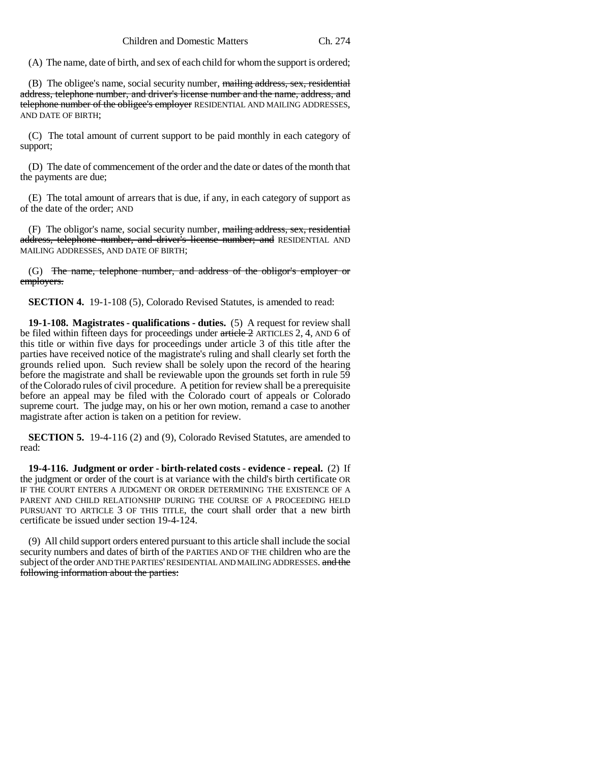(A) The name, date of birth, and sex of each child for whom the support is ordered;

(B) The obligee's name, social security number, ~~mailing address, sex, residential address, telephone number, and driver's license number and the name, address, and telephone number of the obligee's employer~~ RESIDENTIAL AND MAILING ADDRESSES, AND DATE OF BIRTH;

(C) The total amount of current support to be paid monthly in each category of support;

(D) The date of commencement of the order and the date or dates of the month that the payments are due;

(E) The total amount of arrears that is due, if any, in each category of support as of the date of the order; AND

(F) The obligor's name, social security number, ~~mailing address, sex, residential address, telephone number, and driver's license number; and~~ RESIDENTIAL AND MAILING ADDRESSES, AND DATE OF BIRTH;

(G) ~~The name, telephone number, and address of the obligor's employer or employers.~~

**SECTION 4.** 19-1-108 (5), Colorado Revised Statutes, is amended to read:

**19-1-108. Magistrates - qualifications - duties.** (5) A request for review shall be filed within fifteen days for proceedings under ~~article 2~~ ARTICLES 2, 4, AND 6 of this title or within five days for proceedings under article 3 of this title after the parties have received notice of the magistrate's ruling and shall clearly set forth the grounds relied upon. Such review shall be solely upon the record of the hearing before the magistrate and shall be reviewable upon the grounds set forth in rule 59 of the Colorado rules of civil procedure. A petition for review shall be a prerequisite before an appeal may be filed with the Colorado court of appeals or Colorado supreme court. The judge may, on his or her own motion, remand a case to another magistrate after action is taken on a petition for review.

**SECTION 5.** 19-4-116 (2) and (9), Colorado Revised Statutes, are amended to read:

**19-4-116. Judgment or order - birth-related costs - evidence - repeal.** (2) If the judgment or order of the court is at variance with the child's birth certificate OR IF THE COURT ENTERS A JUDGMENT OR ORDER DETERMINING THE EXISTENCE OF A PARENT AND CHILD RELATIONSHIP DURING THE COURSE OF A PROCEEDING HELD PURSUANT TO ARTICLE 3 OF THIS TITLE, the court shall order that a new birth certificate be issued under section 19-4-124.

(9) All child support orders entered pursuant to this article shall include the social security numbers and dates of birth of the PARTIES AND OF THE children who are the subject of the order AND THE PARTIES' RESIDENTIAL AND MAILING ADDRESSES. ~~and the following information about the parties:~~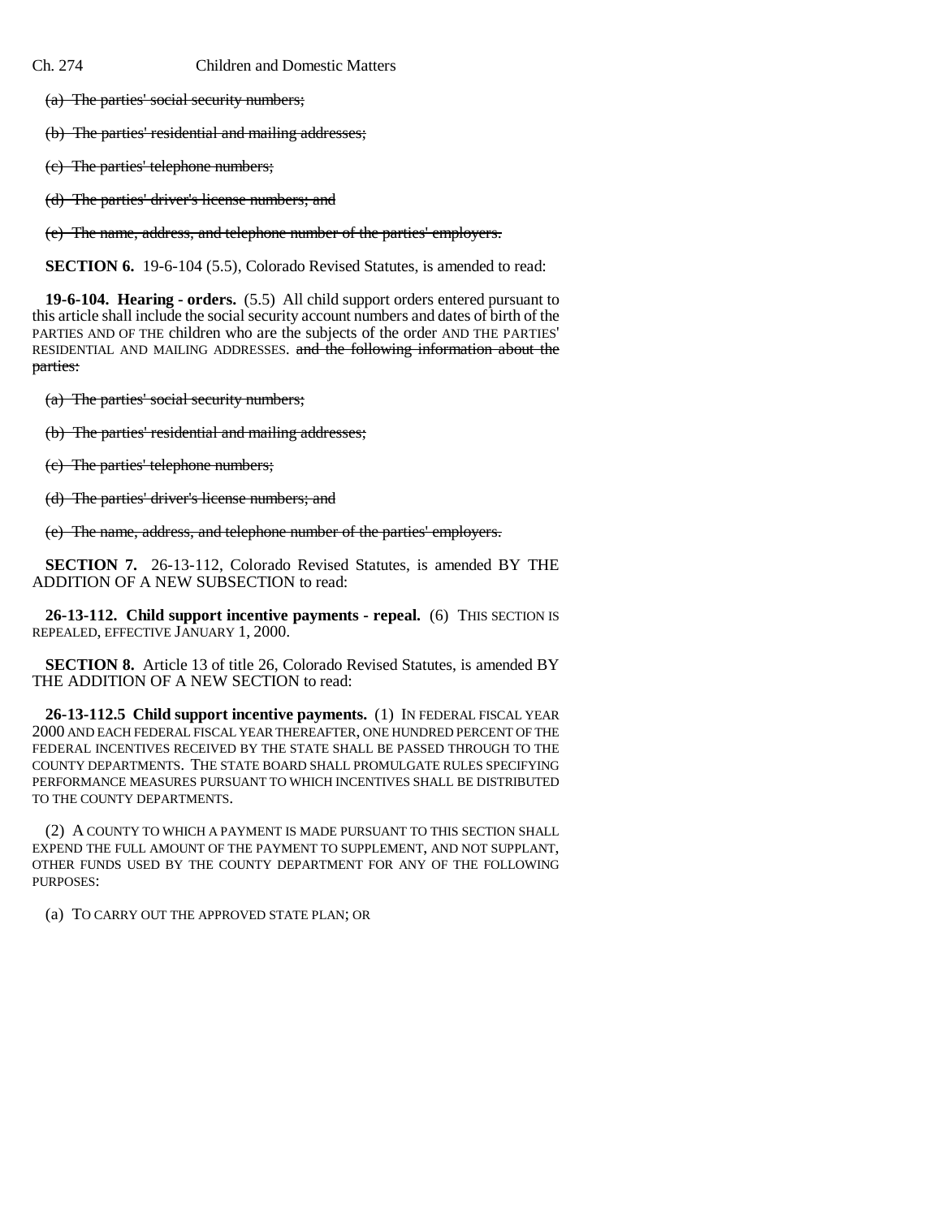(a) ~~The parties' social security numbers;~~

(b) ~~The parties' residential and mailing addresses;~~

(c) ~~The parties' telephone numbers;~~

(d) ~~The parties' driver's license numbers; and~~

(e) ~~The name, address, and telephone number of the parties' employers.~~

**SECTION 6.** 19-6-104 (5.5), Colorado Revised Statutes, is amended to read:

**19-6-104. Hearing - orders.** (5.5) All child support orders entered pursuant to this article shall include the social security account numbers and dates of birth of the PARTIES AND OF THE children who are the subjects of the order AND THE PARTIES' RESIDENTIAL AND MAILING ADDRESSES. ~~and the following information about the parties:~~

(a) ~~The parties' social security numbers;~~

(b) ~~The parties' residential and mailing addresses;~~

(c) ~~The parties' telephone numbers;~~

(d) ~~The parties' driver's license numbers; and~~

(e) ~~The name, address, and telephone number of the parties' employers.~~

**SECTION 7.** 26-13-112, Colorado Revised Statutes, is amended BY THE ADDITION OF A NEW SUBSECTION to read:

**26-13-112. Child support incentive payments - repeal.** (6) THIS SECTION IS REPEALED, EFFECTIVE JANUARY 1, 2000.

**SECTION 8.** Article 13 of title 26, Colorado Revised Statutes, is amended BY THE ADDITION OF A NEW SECTION to read:

**26-13-112.5 Child support incentive payments.** (1) IN FEDERAL FISCAL YEAR 2000 AND EACH FEDERAL FISCAL YEAR THEREAFTER, ONE HUNDRED PERCENT OF THE FEDERAL INCENTIVES RECEIVED BY THE STATE SHALL BE PASSED THROUGH TO THE COUNTY DEPARTMENTS. THE STATE BOARD SHALL PROMULGATE RULES SPECIFYING PERFORMANCE MEASURES PURSUANT TO WHICH INCENTIVES SHALL BE DISTRIBUTED TO THE COUNTY DEPARTMENTS.

(2) A COUNTY TO WHICH A PAYMENT IS MADE PURSUANT TO THIS SECTION SHALL EXPEND THE FULL AMOUNT OF THE PAYMENT TO SUPPLEMENT, AND NOT SUPPLANT, OTHER FUNDS USED BY THE COUNTY DEPARTMENT FOR ANY OF THE FOLLOWING PURPOSES:

(a) TO CARRY OUT THE APPROVED STATE PLAN; OR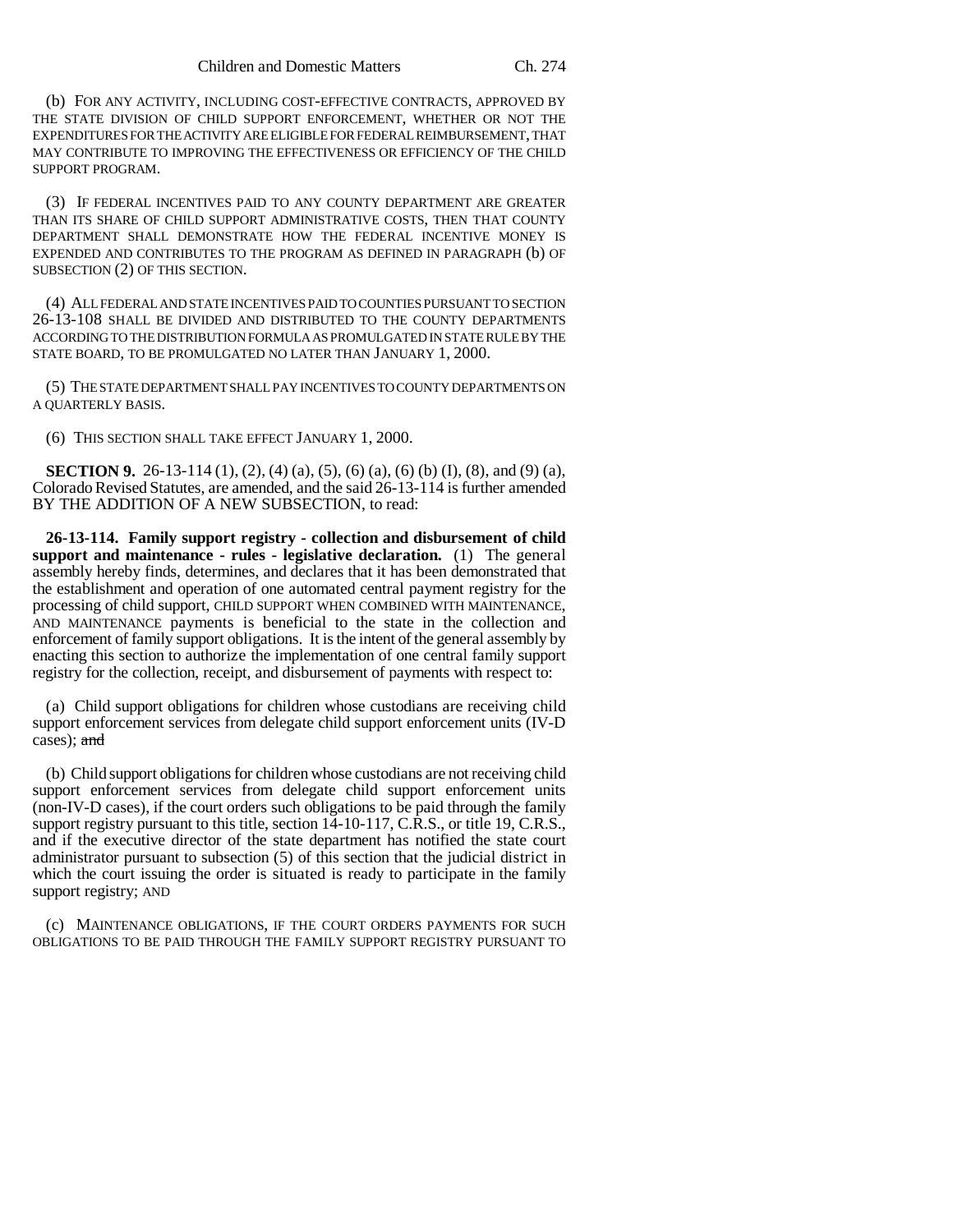(b) FOR ANY ACTIVITY, INCLUDING COST-EFFECTIVE CONTRACTS, APPROVED BY THE STATE DIVISION OF CHILD SUPPORT ENFORCEMENT, WHETHER OR NOT THE EXPENDITURES FOR THE ACTIVITY ARE ELIGIBLE FOR FEDERAL REIMBURSEMENT, THAT MAY CONTRIBUTE TO IMPROVING THE EFFECTIVENESS OR EFFICIENCY OF THE CHILD SUPPORT PROGRAM.

(3) IF FEDERAL INCENTIVES PAID TO ANY COUNTY DEPARTMENT ARE GREATER THAN ITS SHARE OF CHILD SUPPORT ADMINISTRATIVE COSTS, THEN THAT COUNTY DEPARTMENT SHALL DEMONSTRATE HOW THE FEDERAL INCENTIVE MONEY IS EXPENDED AND CONTRIBUTES TO THE PROGRAM AS DEFINED IN PARAGRAPH (b) OF SUBSECTION (2) OF THIS SECTION.

(4) ALL FEDERAL AND STATE INCENTIVES PAID TO COUNTIES PURSUANT TO SECTION 26-13-108 SHALL BE DIVIDED AND DISTRIBUTED TO THE COUNTY DEPARTMENTS ACCORDING TO THE DISTRIBUTION FORMULA AS PROMULGATED IN STATE RULE BY THE STATE BOARD, TO BE PROMULGATED NO LATER THAN JANUARY 1, 2000.

(5) THE STATE DEPARTMENT SHALL PAY INCENTIVES TO COUNTY DEPARTMENTS ON A QUARTERLY BASIS.

(6) THIS SECTION SHALL TAKE EFFECT JANUARY 1, 2000.

**SECTION 9.** 26-13-114 (1), (2), (4) (a), (5), (6) (a), (6) (b) (I), (8), and (9) (a), Colorado Revised Statutes, are amended, and the said 26-13-114 is further amended BY THE ADDITION OF A NEW SUBSECTION, to read:

**26-13-114. Family support registry - collection and disbursement of child support and maintenance - rules - legislative declaration.** (1) The general assembly hereby finds, determines, and declares that it has been demonstrated that the establishment and operation of one automated central payment registry for the processing of child support, CHILD SUPPORT WHEN COMBINED WITH MAINTENANCE, AND MAINTENANCE payments is beneficial to the state in the collection and enforcement of family support obligations. It is the intent of the general assembly by enacting this section to authorize the implementation of one central family support registry for the collection, receipt, and disbursement of payments with respect to:

(a) Child support obligations for children whose custodians are receiving child support enforcement services from delegate child support enforcement units (IV-D cases); ~~and~~

(b) Child support obligations for children whose custodians are not receiving child support enforcement services from delegate child support enforcement units (non-IV-D cases), if the court orders such obligations to be paid through the family support registry pursuant to this title, section 14-10-117, C.R.S., or title 19, C.R.S., and if the executive director of the state department has notified the state court administrator pursuant to subsection (5) of this section that the judicial district in which the court issuing the order is situated is ready to participate in the family support registry; AND

(c) MAINTENANCE OBLIGATIONS, IF THE COURT ORDERS PAYMENTS FOR SUCH OBLIGATIONS TO BE PAID THROUGH THE FAMILY SUPPORT REGISTRY PURSUANT TO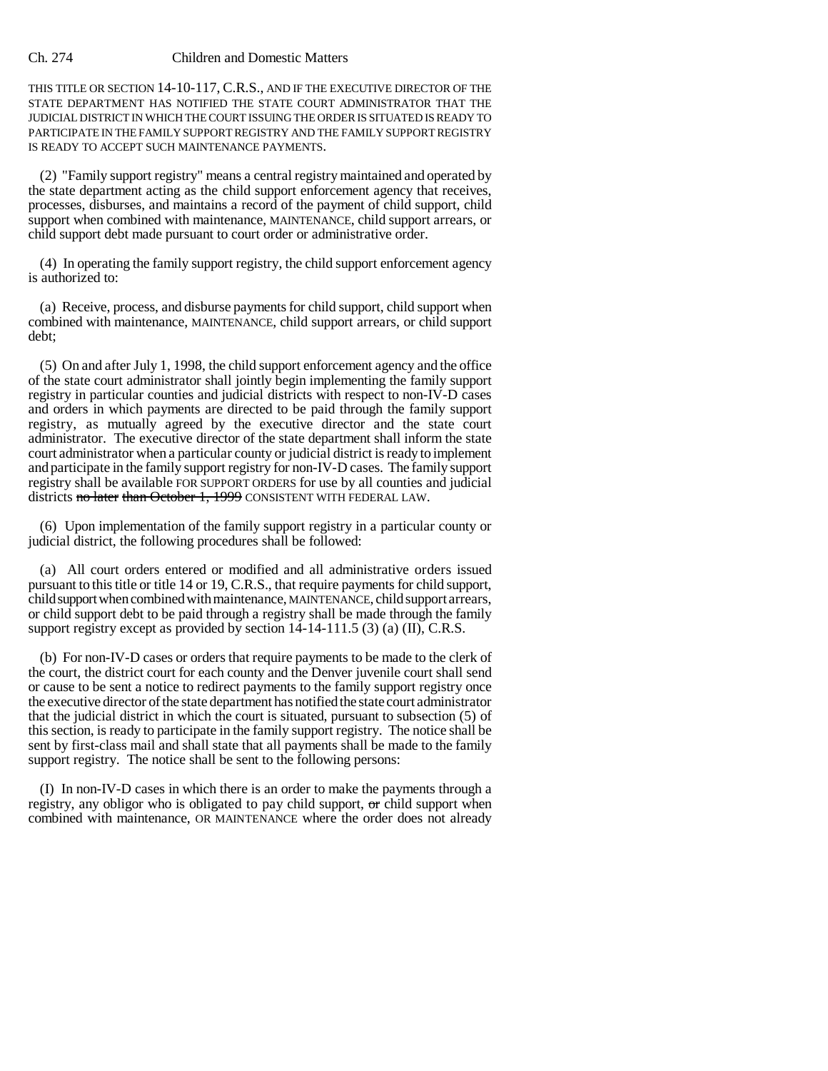THIS TITLE OR SECTION 14-10-117, C.R.S., AND IF THE EXECUTIVE DIRECTOR OF THE STATE DEPARTMENT HAS NOTIFIED THE STATE COURT ADMINISTRATOR THAT THE JUDICIAL DISTRICT IN WHICH THE COURT ISSUING THE ORDER IS SITUATED IS READY TO PARTICIPATE IN THE FAMILY SUPPORT REGISTRY AND THE FAMILY SUPPORT REGISTRY IS READY TO ACCEPT SUCH MAINTENANCE PAYMENTS.

(2) "Family support registry" means a central registry maintained and operated by the state department acting as the child support enforcement agency that receives, processes, disburses, and maintains a record of the payment of child support, child support when combined with maintenance, MAINTENANCE, child support arrears, or child support debt made pursuant to court order or administrative order.

(4) In operating the family support registry, the child support enforcement agency is authorized to:

(a) Receive, process, and disburse payments for child support, child support when combined with maintenance, MAINTENANCE, child support arrears, or child support debt;

(5) On and after July 1, 1998, the child support enforcement agency and the office of the state court administrator shall jointly begin implementing the family support registry in particular counties and judicial districts with respect to non-IV-D cases and orders in which payments are directed to be paid through the family support registry, as mutually agreed by the executive director and the state court administrator. The executive director of the state department shall inform the state court administrator when a particular county or judicial district is ready to implement and participate in the family support registry for non-IV-D cases. The family support registry shall be available FOR SUPPORT ORDERS for use by all counties and judicial districts ~~no later than October 1, 1999~~ CONSISTENT WITH FEDERAL LAW.

(6) Upon implementation of the family support registry in a particular county or judicial district, the following procedures shall be followed:

(a) All court orders entered or modified and all administrative orders issued pursuant to this title or title 14 or 19, C.R.S., that require payments for child support, child support when combined with maintenance, MAINTENANCE, child support arrears, or child support debt to be paid through a registry shall be made through the family support registry except as provided by section 14-14-111.5 (3) (a) (II), C.R.S.

(b) For non-IV-D cases or orders that require payments to be made to the clerk of the court, the district court for each county and the Denver juvenile court shall send or cause to be sent a notice to redirect payments to the family support registry once the executive director of the state department has notified the state court administrator that the judicial district in which the court is situated, pursuant to subsection (5) of this section, is ready to participate in the family support registry. The notice shall be sent by first-class mail and shall state that all payments shall be made to the family support registry. The notice shall be sent to the following persons:

(I) In non-IV-D cases in which there is an order to make the payments through a registry, any obligor who is obligated to pay child support, ~~or~~ child support when combined with maintenance, OR MAINTENANCE where the order does not already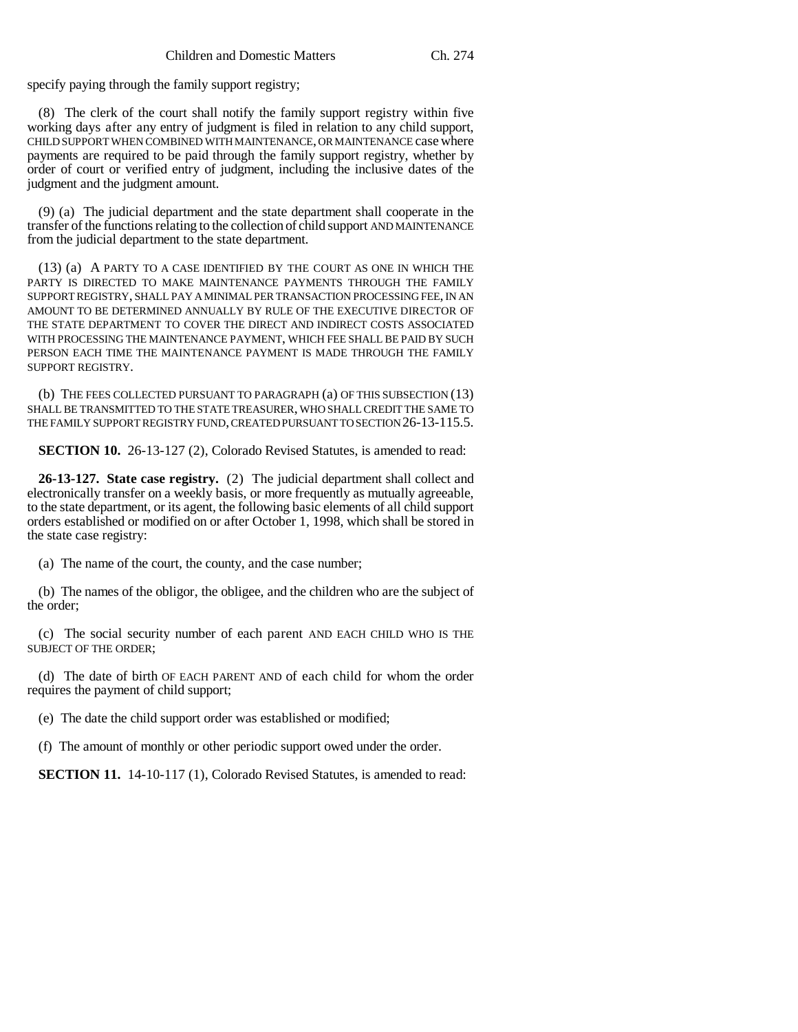specify paying through the family support registry;

(8) The clerk of the court shall notify the family support registry within five working days after any entry of judgment is filed in relation to any child support, CHILD SUPPORT WHEN COMBINED WITH MAINTENANCE, OR MAINTENANCE case where payments are required to be paid through the family support registry, whether by order of court or verified entry of judgment, including the inclusive dates of the judgment and the judgment amount.

(9) (a) The judicial department and the state department shall cooperate in the transfer of the functions relating to the collection of child support AND MAINTENANCE from the judicial department to the state department.

(13) (a) A PARTY TO A CASE IDENTIFIED BY THE COURT AS ONE IN WHICH THE PARTY IS DIRECTED TO MAKE MAINTENANCE PAYMENTS THROUGH THE FAMILY SUPPORT REGISTRY, SHALL PAY A MINIMAL PER TRANSACTION PROCESSING FEE, IN AN AMOUNT TO BE DETERMINED ANNUALLY BY RULE OF THE EXECUTIVE DIRECTOR OF THE STATE DEPARTMENT TO COVER THE DIRECT AND INDIRECT COSTS ASSOCIATED WITH PROCESSING THE MAINTENANCE PAYMENT, WHICH FEE SHALL BE PAID BY SUCH PERSON EACH TIME THE MAINTENANCE PAYMENT IS MADE THROUGH THE FAMILY SUPPORT REGISTRY.

(b) THE FEES COLLECTED PURSUANT TO PARAGRAPH (a) OF THIS SUBSECTION (13) SHALL BE TRANSMITTED TO THE STATE TREASURER, WHO SHALL CREDIT THE SAME TO THE FAMILY SUPPORT REGISTRY FUND, CREATED PURSUANT TO SECTION 26-13-115.5.

**SECTION 10.** 26-13-127 (2), Colorado Revised Statutes, is amended to read:

**26-13-127. State case registry.** (2) The judicial department shall collect and electronically transfer on a weekly basis, or more frequently as mutually agreeable, to the state department, or its agent, the following basic elements of all child support orders established or modified on or after October 1, 1998, which shall be stored in the state case registry:

(a) The name of the court, the county, and the case number;

(b) The names of the obligor, the obligee, and the children who are the subject of the order;

(c) The social security number of each parent AND EACH CHILD WHO IS THE SUBJECT OF THE ORDER;

(d) The date of birth OF EACH PARENT AND of each child for whom the order requires the payment of child support;

(e) The date the child support order was established or modified;

(f) The amount of monthly or other periodic support owed under the order.

**SECTION 11.** 14-10-117 (1), Colorado Revised Statutes, is amended to read: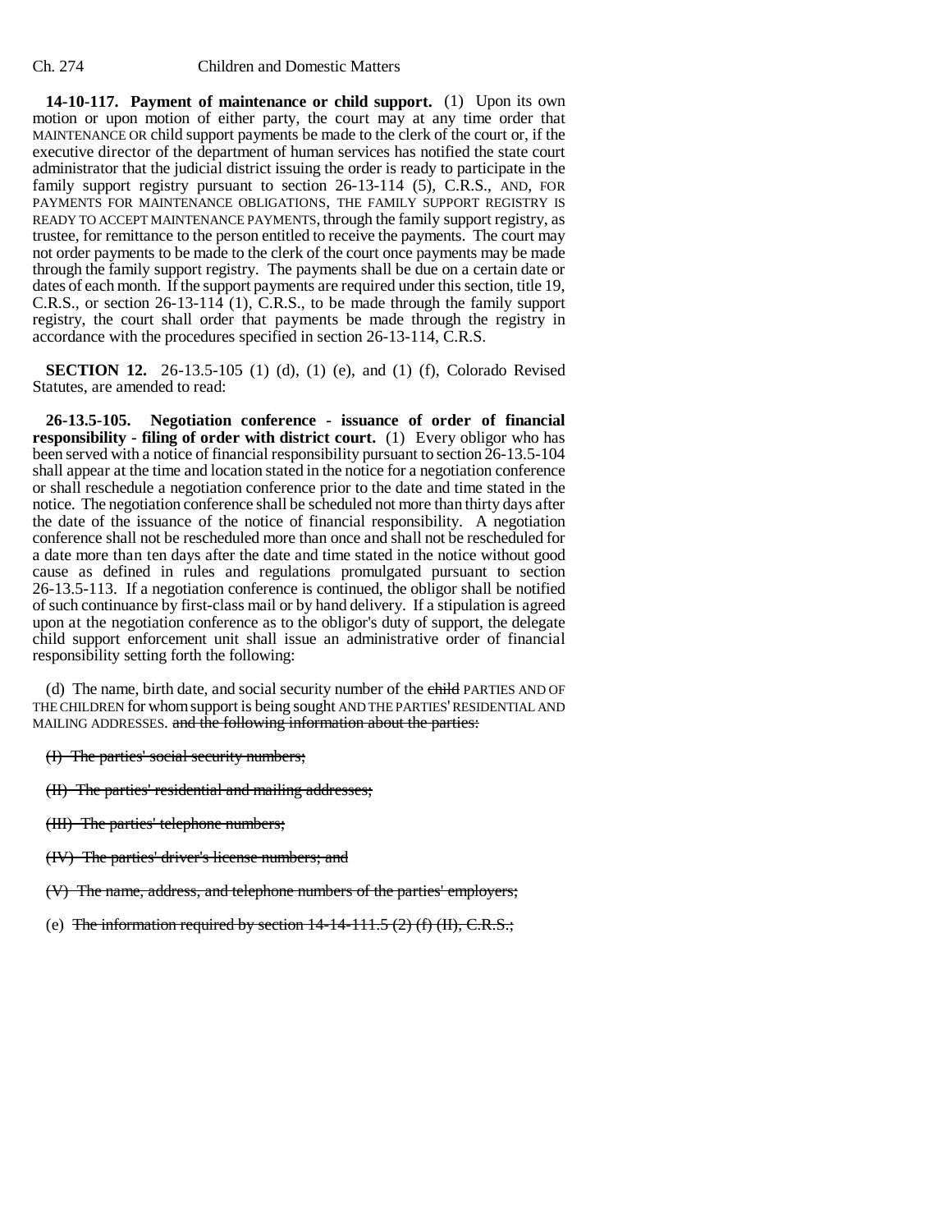**14-10-117. Payment of maintenance or child support.** (1) Upon its own motion or upon motion of either party, the court may at any time order that MAINTENANCE OR child support payments be made to the clerk of the court or, if the executive director of the department of human services has notified the state court administrator that the judicial district issuing the order is ready to participate in the family support registry pursuant to section 26-13-114 (5), C.R.S., AND, FOR PAYMENTS FOR MAINTENANCE OBLIGATIONS, THE FAMILY SUPPORT REGISTRY IS READY TO ACCEPT MAINTENANCE PAYMENTS, through the family support registry, as trustee, for remittance to the person entitled to receive the payments. The court may not order payments to be made to the clerk of the court once payments may be made through the family support registry. The payments shall be due on a certain date or dates of each month. If the support payments are required under this section, title 19, C.R.S., or section 26-13-114 (1), C.R.S., to be made through the family support registry, the court shall order that payments be made through the registry in accordance with the procedures specified in section 26-13-114, C.R.S.

**SECTION 12.** 26-13.5-105 (1) (d), (1) (e), and (1) (f), Colorado Revised Statutes, are amended to read:

**26-13.5-105. Negotiation conference - issuance of order of financial responsibility - filing of order with district court.** (1) Every obligor who has been served with a notice of financial responsibility pursuant to section 26-13.5-104 shall appear at the time and location stated in the notice for a negotiation conference or shall reschedule a negotiation conference prior to the date and time stated in the notice. The negotiation conference shall be scheduled not more than thirty days after the date of the issuance of the notice of financial responsibility. A negotiation conference shall not be rescheduled more than once and shall not be rescheduled for a date more than ten days after the date and time stated in the notice without good cause as defined in rules and regulations promulgated pursuant to section 26-13.5-113. If a negotiation conference is continued, the obligor shall be notified of such continuance by first-class mail or by hand delivery. If a stipulation is agreed upon at the negotiation conference as to the obligor's duty of support, the delegate child support enforcement unit shall issue an administrative order of financial responsibility setting forth the following:

(d) The name, birth date, and social security number of the ~~child~~ PARTIES AND OF THE CHILDREN for whom support is being sought AND THE PARTIES' RESIDENTIAL AND MAILING ADDRESSES. ~~and the following information about the parties:~~

~~(I) The parties' social security numbers;~~

~~(II) The parties' residential and mailing addresses;~~

~~(III) The parties' telephone numbers;~~

~~(IV) The parties' driver's license numbers; and~~

~~(V) The name, address, and telephone numbers of the parties' employers;~~

(e) ~~The information required by section 14-14-111.5 (2) (f) (II), C.R.S.;~~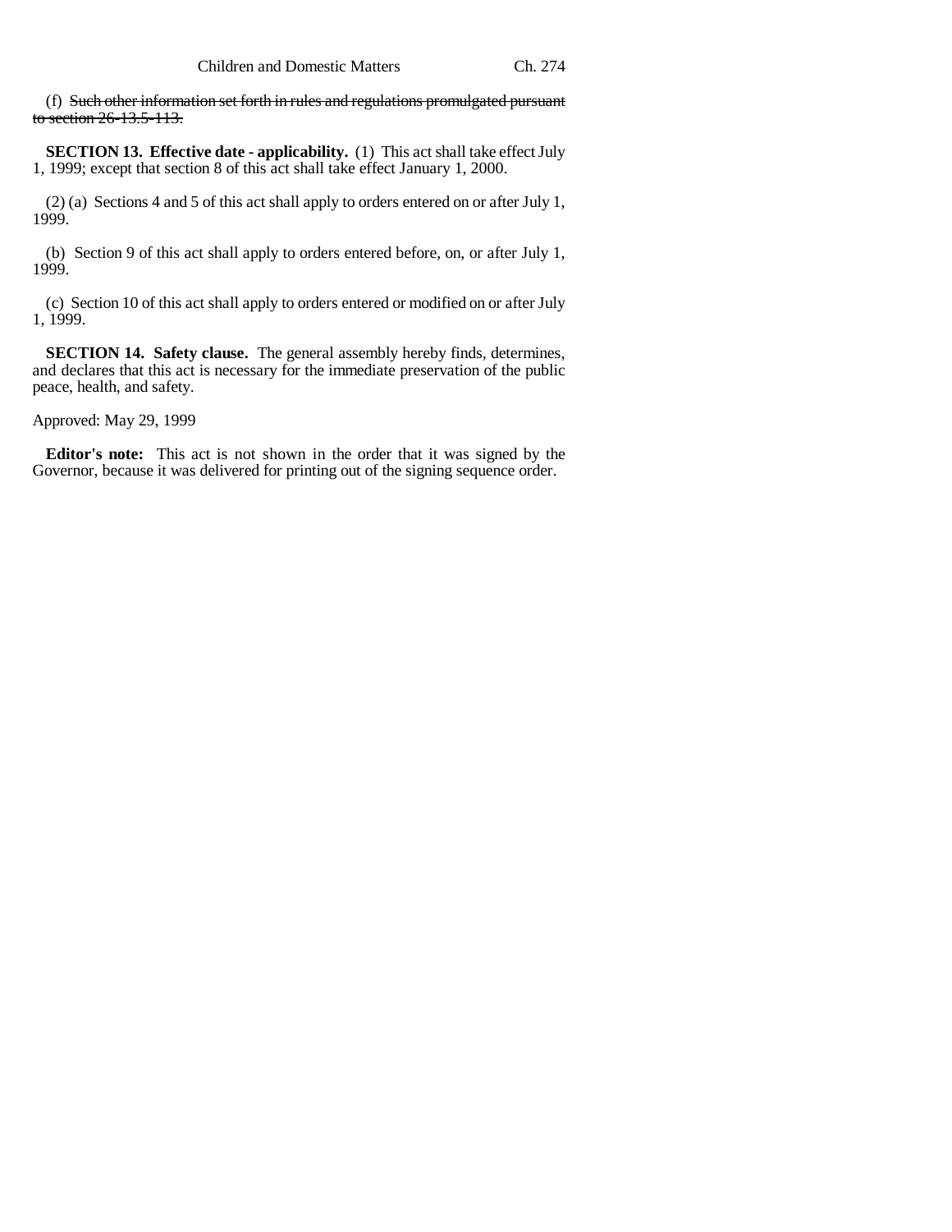(f) ~~Such other information set forth in rules and regulations promulgated pursuant to section 26-13.5-113.~~

**SECTION 13. Effective date - applicability.** (1) This act shall take effect July 1, 1999; except that section 8 of this act shall take effect January 1, 2000.

(2) (a) Sections 4 and 5 of this act shall apply to orders entered on or after July 1, 1999.

(b) Section 9 of this act shall apply to orders entered before, on, or after July 1, 1999.

(c) Section 10 of this act shall apply to orders entered or modified on or after July 1, 1999.

**SECTION 14. Safety clause.** The general assembly hereby finds, determines, and declares that this act is necessary for the immediate preservation of the public peace, health, and safety.

Approved: May 29, 1999

**Editor's note:** This act is not shown in the order that it was signed by the Governor, because it was delivered for printing out of the signing sequence order.